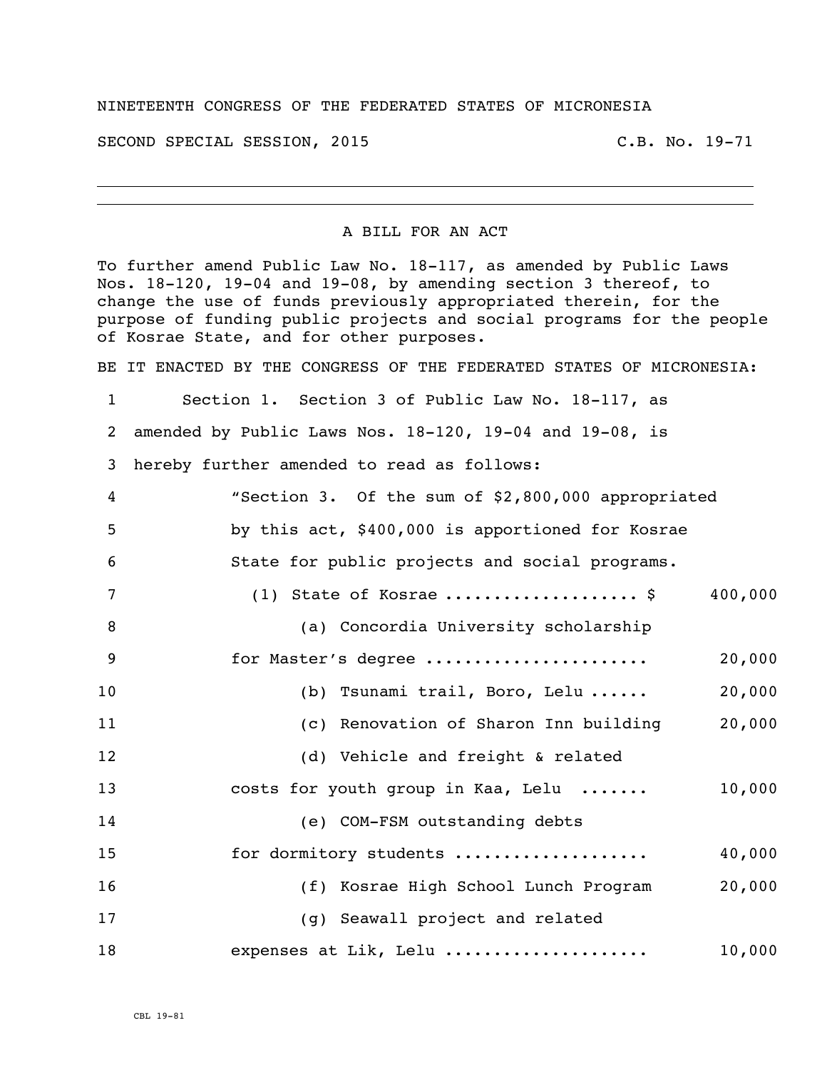NINETEENTH CONGRESS OF THE FEDERATED STATES OF MICRONESIA

SECOND SPECIAL SESSION, 2015 C.B. No. 19-71

---

A BILL FOR AN ACT

To further amend Public Law No. 18-117, as amended by Public Laws Nos. 18-120, 19-04 and 19-08, by amending section 3 thereof, to change the use of funds previously appropriated therein, for the purpose of funding public projects and social programs for the people of Kosrae State, and for other purposes.

BE IT ENACTED BY THE CONGRESS OF THE FEDERATED STATES OF MICRONESIA:

Section 1. Section 3 of Public Law No. 18-117, as amended by Public Laws Nos. 18-120, 19-04 and 19-08, is hereby further amended to read as follows:

"Section 3. Of the sum of $2,800,000 appropriated by this act, $400,000 is apportioned for Kosrae State for public projects and social programs.

(1) State of Kosrae .................... $ 400,000

(a) Concordia University scholarship for Master's degree ...................... 20,000

(b) Tsunami trail, Boro, Lelu ...... 20,000

(c) Renovation of Sharon Inn building 20,000

(d) Vehicle and freight & related costs for youth group in Kaa, Lelu ....... 10,000

(e) COM-FSM outstanding debts for dormitory students ................... 40,000

(f) Kosrae High School Lunch Program 20,000

(g) Seawall project and related expenses at Lik, Lelu .................... 10,000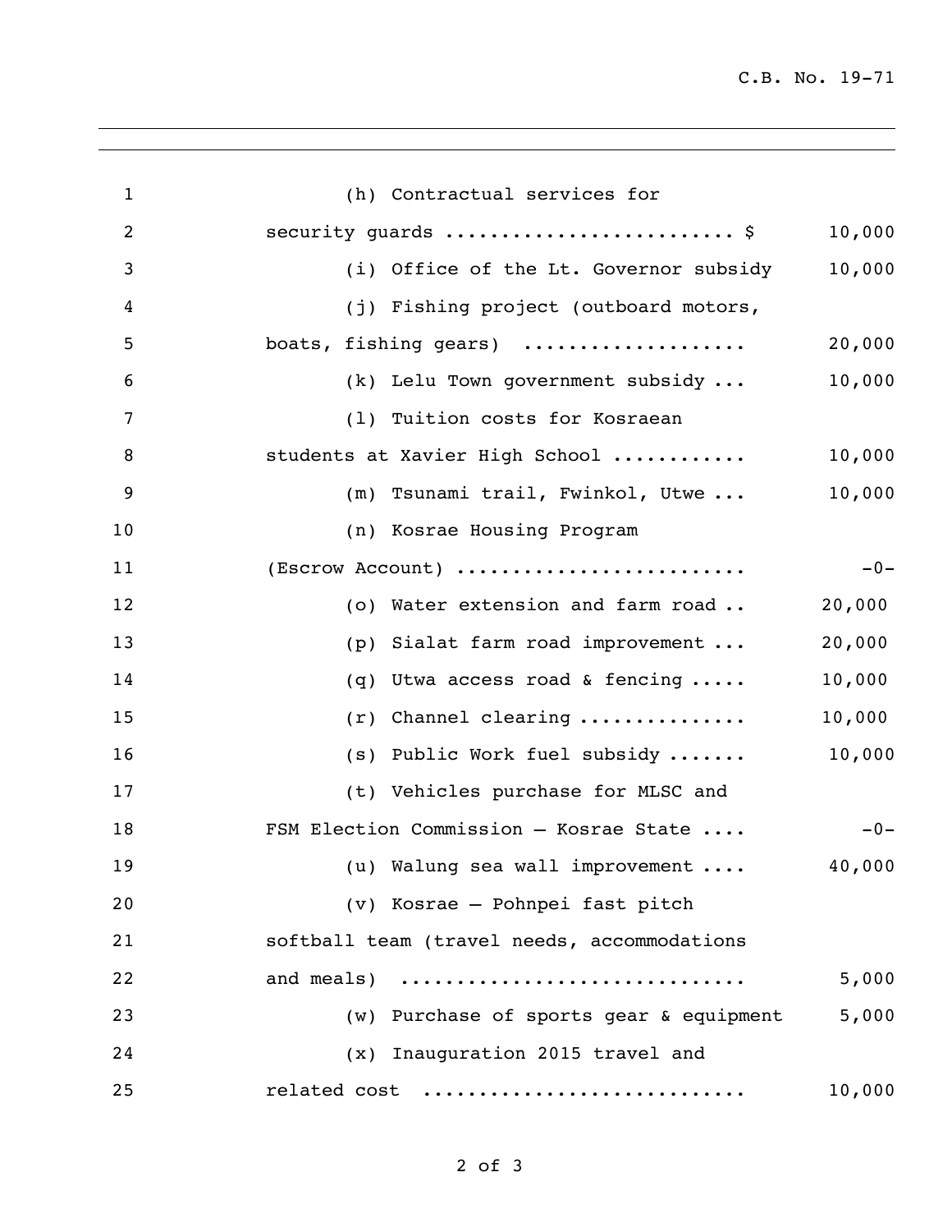(h) Contractual services for security guards ......................... $ 10,000

(i) Office of the Lt. Governor subsidy 10,000

(j) Fishing project (outboard motors, boats, fishing gears) ................... 20,000

(k) Lelu Town government subsidy ... 10,000

(l) Tuition costs for Kosraean students at Xavier High School ........... 10,000

(m) Tsunami trail, Fwinkol, Utwe ... 10,000

(n) Kosrae Housing Program (Escrow Account) ......................... -0-

(o) Water extension and farm road .. 20,000

(p) Sialat farm road improvement ... 20,000

(q) Utwa access road & fencing ..... 10,000

(r) Channel clearing .............. 10,000

(s) Public Work fuel subsidy ....... 10,000

(t) Vehicles purchase for MLSC and FSM Election Commission – Kosrae State .... -0-

(u) Walung sea wall improvement .... 40,000

(v) Kosrae – Pohnpei fast pitch softball team (travel needs, accommodations and meals) ............................. 5,000

(w) Purchase of sports gear & equipment 5,000

(x) Inauguration 2015 travel and related cost ........................... 10,000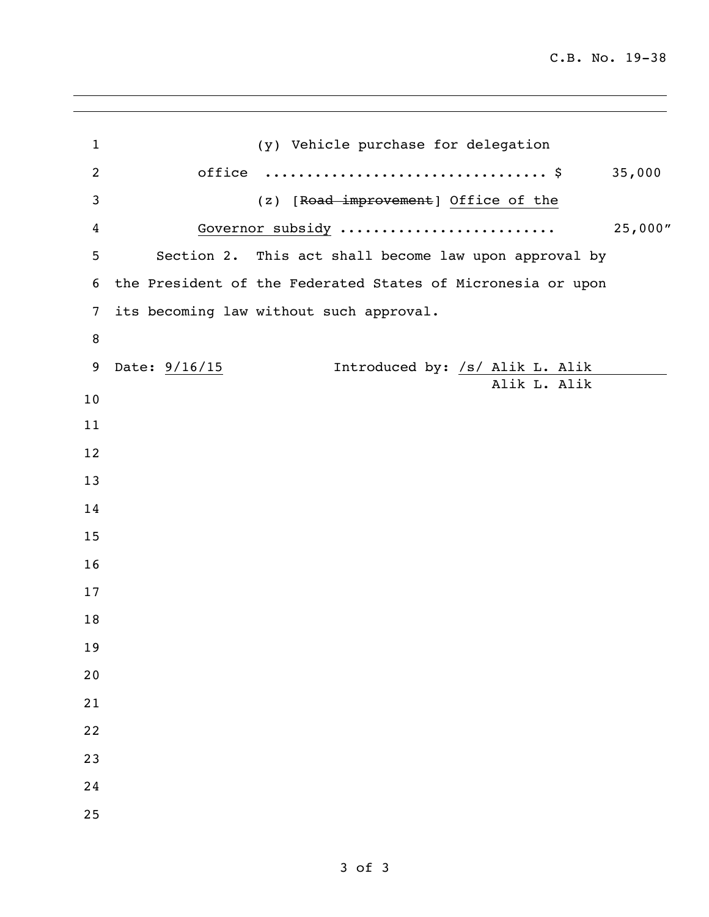(y) Vehicle purchase for delegation office ................................ $ 35,000

(z) [~~Road improvement~~] <u>Office of the Governor subsidy</u> ......................... 25,000"

Section 2. This act shall become law upon approval by the President of the Federated States of Micronesia or upon its becoming law without such approval.

Date: <u>9/16/15</u>

Introduced by: <u>/s/ Alik L. Alik</u>
Alik L. Alik